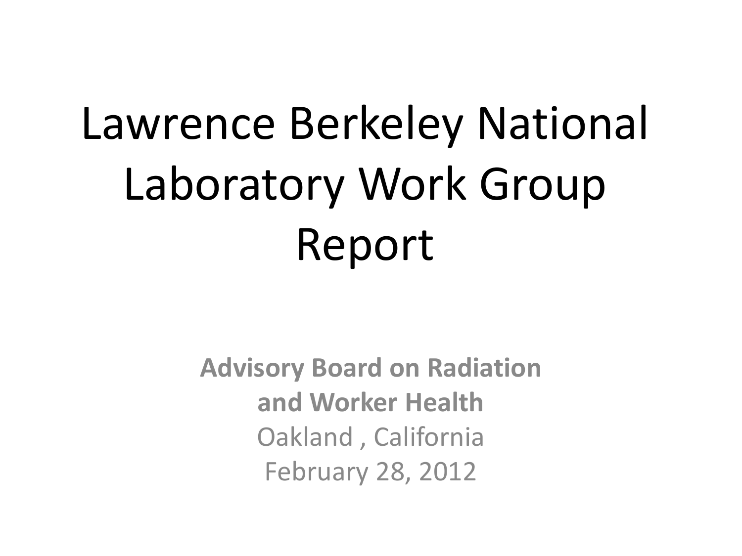# Lawrence Berkeley National Laboratory Work Group Report

**Advisory Board on Radiation and Worker Health**

Oakland , California

February 28, 2012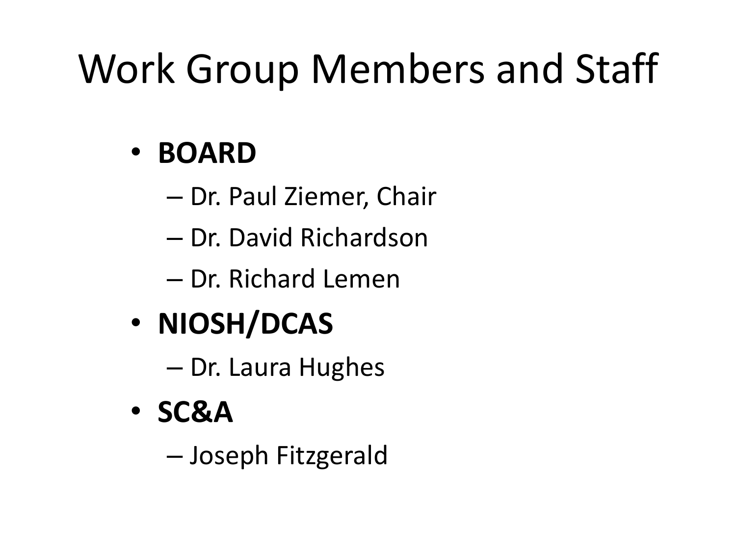# Work Group Members and Staff

- **BOARD**
  - Dr. Paul Ziemer, Chair
  - Dr. David Richardson
  - Dr. Richard Lemen
- **NIOSH/DCAS**
  - Dr. Laura Hughes
- **SC&A**
  - Joseph Fitzgerald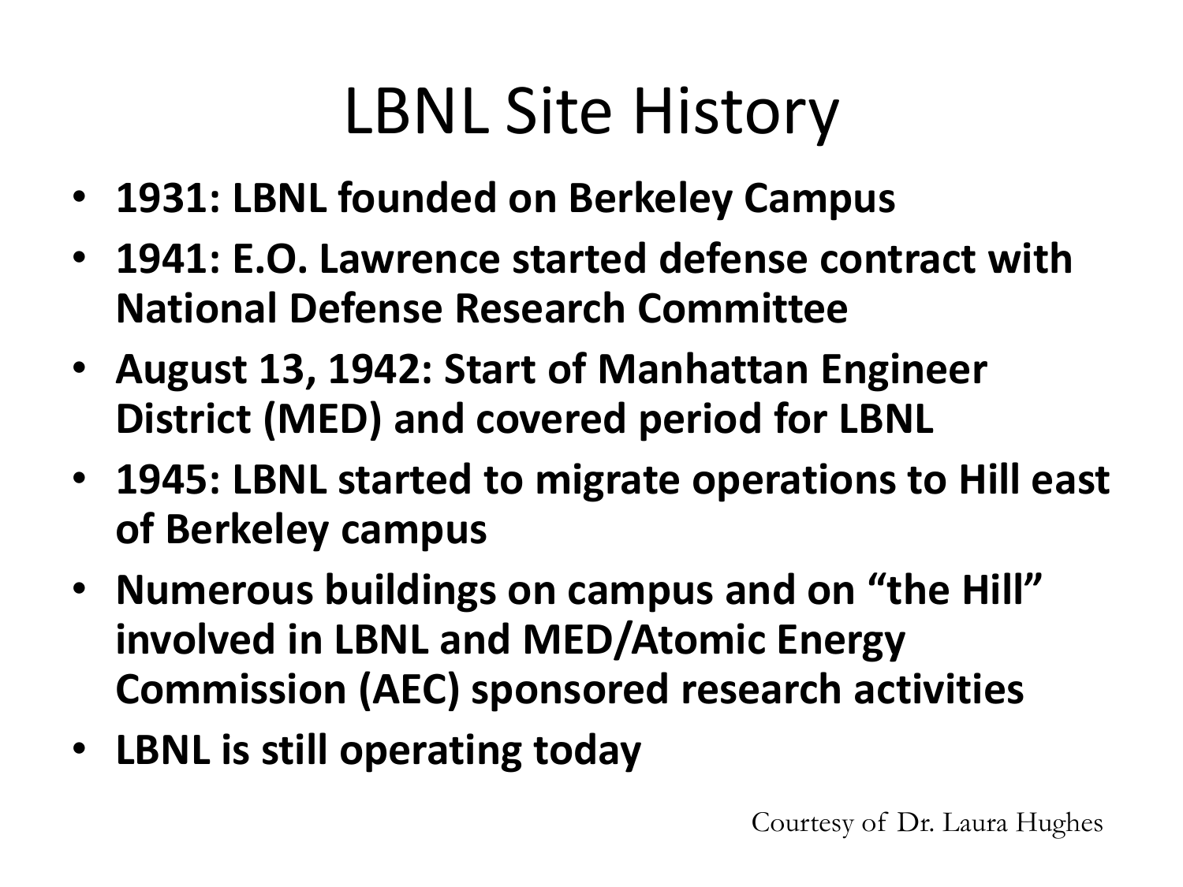# LBNL Site History

- **1931: LBNL founded on Berkeley Campus**
- **1941: E.O. Lawrence started defense contract with National Defense Research Committee**
- **August 13, 1942: Start of Manhattan Engineer District (MED) and covered period for LBNL**
- **1945: LBNL started to migrate operations to Hill east of Berkeley campus**
- **Numerous buildings on campus and on "the Hill" involved in LBNL and MED/Atomic Energy Commission (AEC) sponsored research activities**
- **LBNL is still operating today**

Courtesy of Dr. Laura Hughes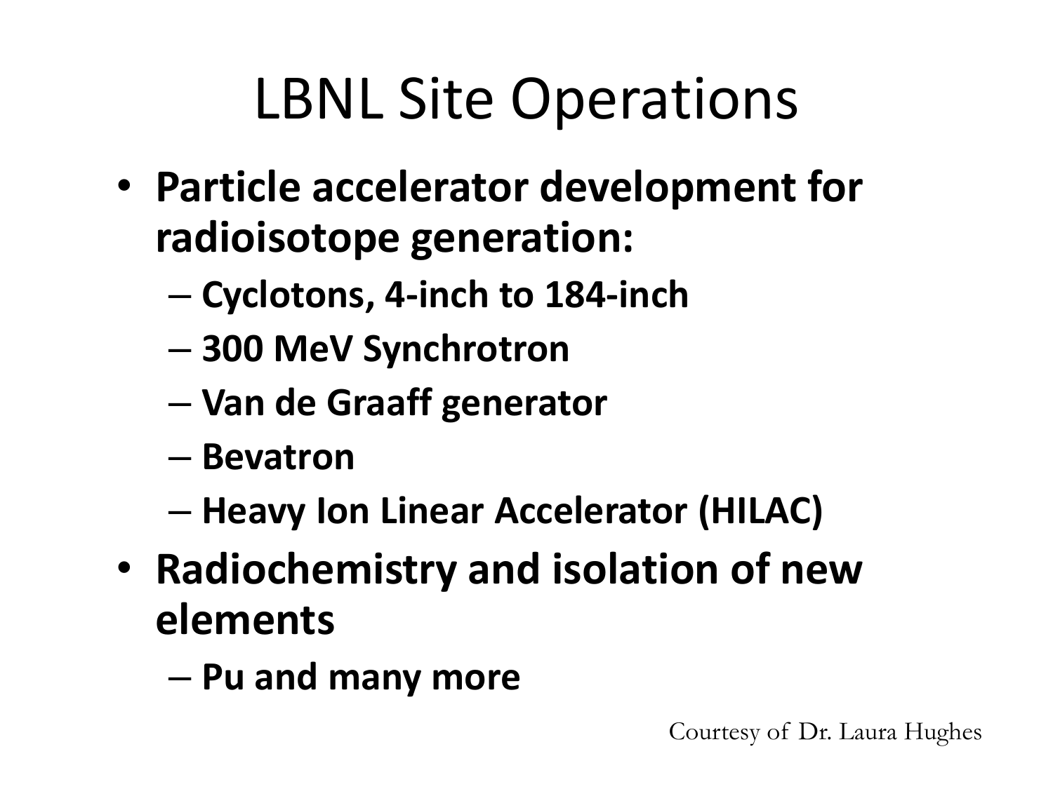# LBNL Site Operations

- **Particle accelerator development for radioisotope generation:**
  - **Cyclotons, 4-inch to 184-inch**
  - **300 MeV Synchrotron**
  - **Van de Graaff generator**
  - **Bevatron**
  - **Heavy Ion Linear Accelerator (HILAC)**
- **Radiochemistry and isolation of new elements**
  - **Pu and many more**

Courtesy of Dr. Laura Hughes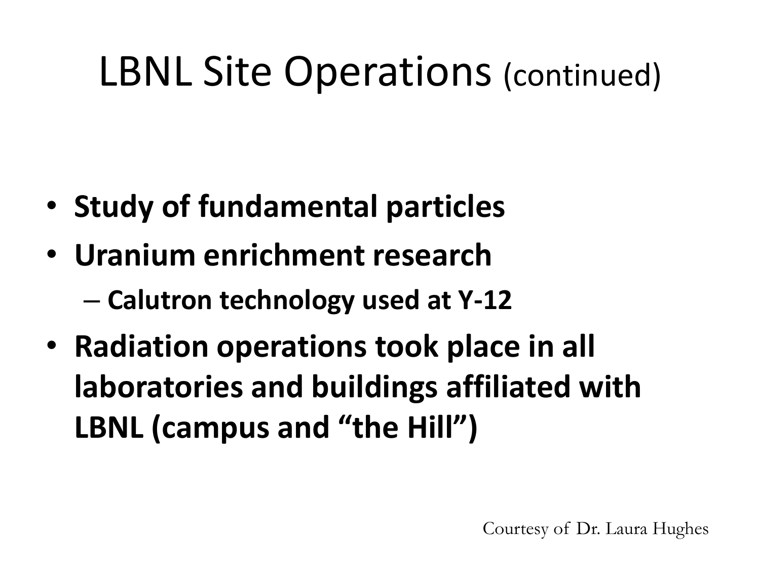# LBNL Site Operations (continued)

- **Study of fundamental particles**
- **Uranium enrichment research**
  - **Calutron technology used at Y-12**
- **Radiation operations took place in all laboratories and buildings affiliated with LBNL (campus and "the Hill")**

Courtesy of Dr. Laura Hughes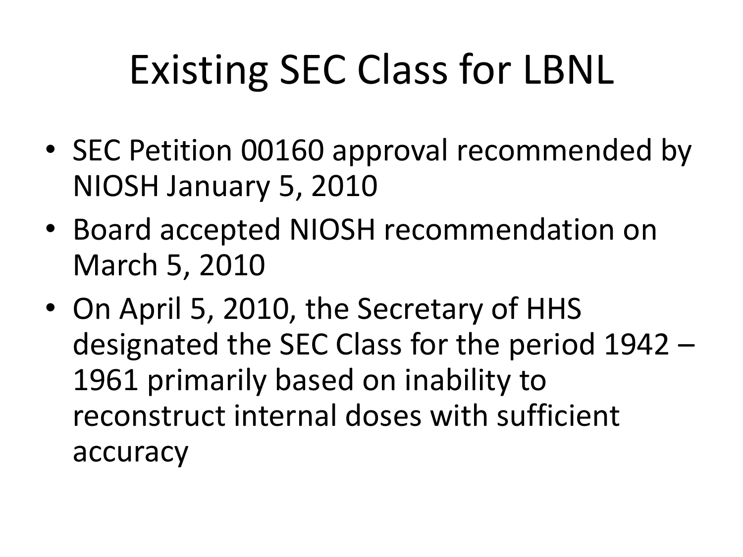# Existing SEC Class for LBNL

- SEC Petition 00160 approval recommended by NIOSH January 5, 2010
- Board accepted NIOSH recommendation on March 5, 2010
- On April 5, 2010, the Secretary of HHS designated the SEC Class for the period 1942 – 1961 primarily based on inability to reconstruct internal doses with sufficient accuracy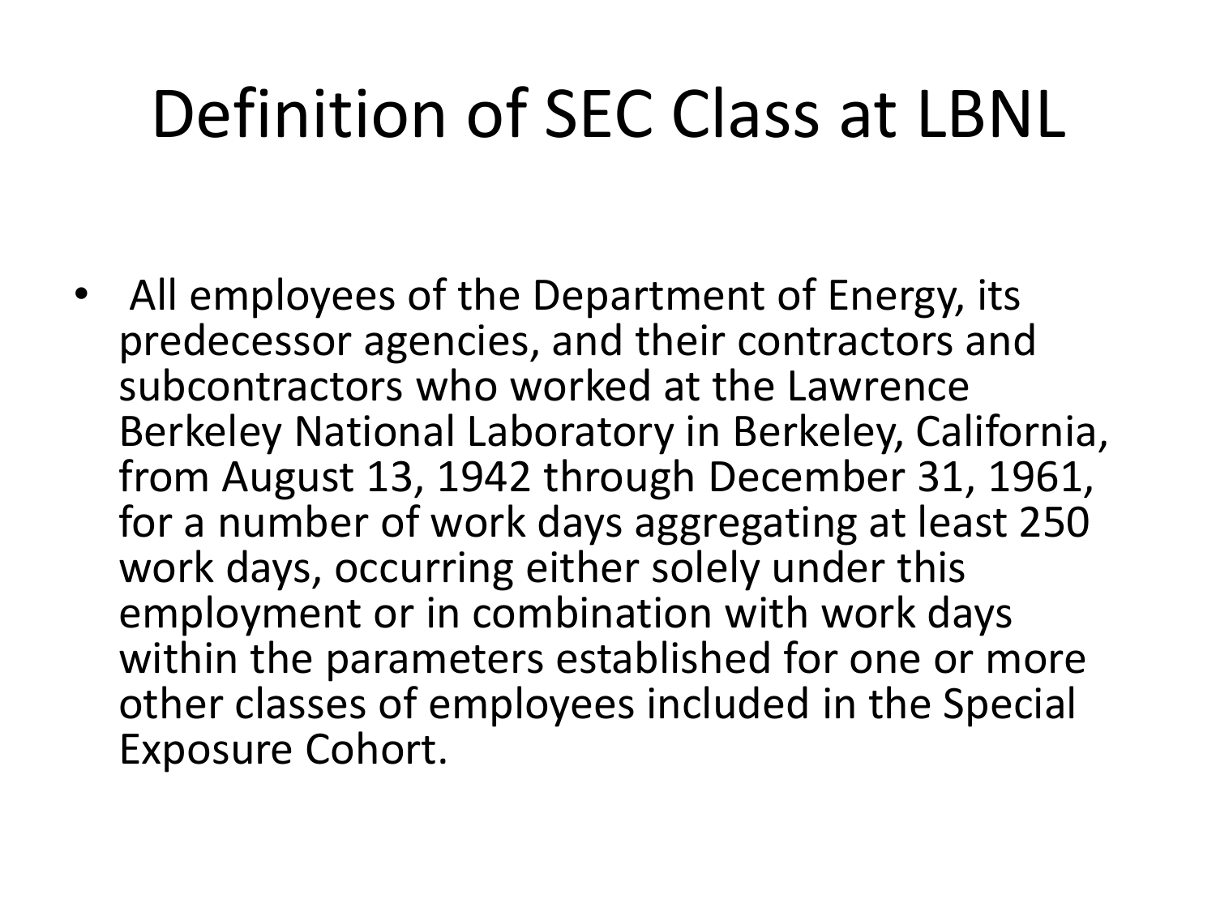# Definition of SEC Class at LBNL

- All employees of the Department of Energy, its predecessor agencies, and their contractors and subcontractors who worked at the Lawrence Berkeley National Laboratory in Berkeley, California, from August 13, 1942 through December 31, 1961, for a number of work days aggregating at least 250 work days, occurring either solely under this employment or in combination with work days within the parameters established for one or more other classes of employees included in the Special Exposure Cohort.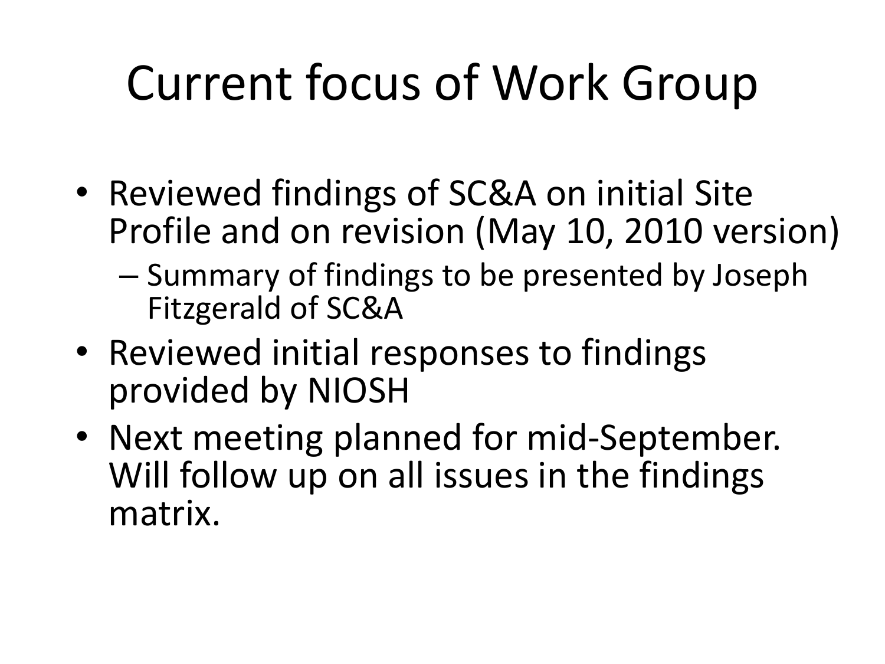# Current focus of Work Group

- Reviewed findings of SC&A on initial Site Profile and on revision (May 10, 2010 version)
  - Summary of findings to be presented by Joseph Fitzgerald of SC&A
- Reviewed initial responses to findings provided by NIOSH
- Next meeting planned for mid-September. Will follow up on all issues in the findings matrix.